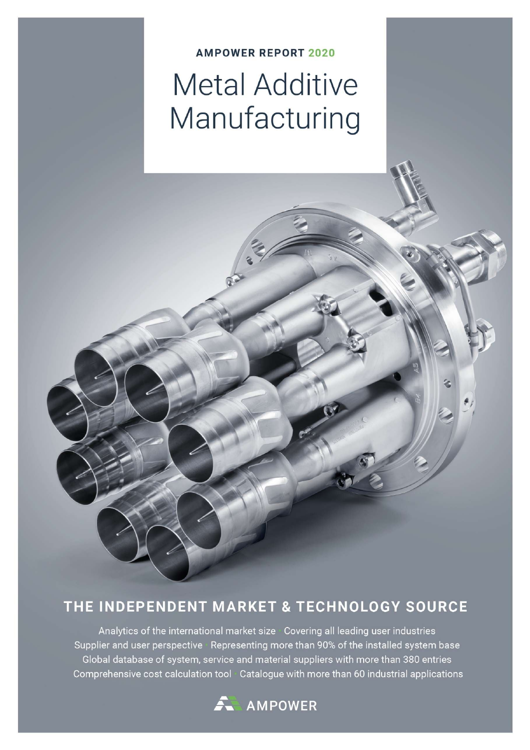**AMPOWER REPORT 2020**

# Metal Additive Manufacturing

## THE INDEPENDENT MARKET & TECHNOLOGY SOURCE

Analytics of the international market size · Covering all leading user industries
Supplier and user perspective · Representing more than 90% of the installed system base
Global database of system, service and material suppliers with more than 380 entries
Comprehensive cost calculation tool · Catalogue with more than 60 industrial applications

AMPOWER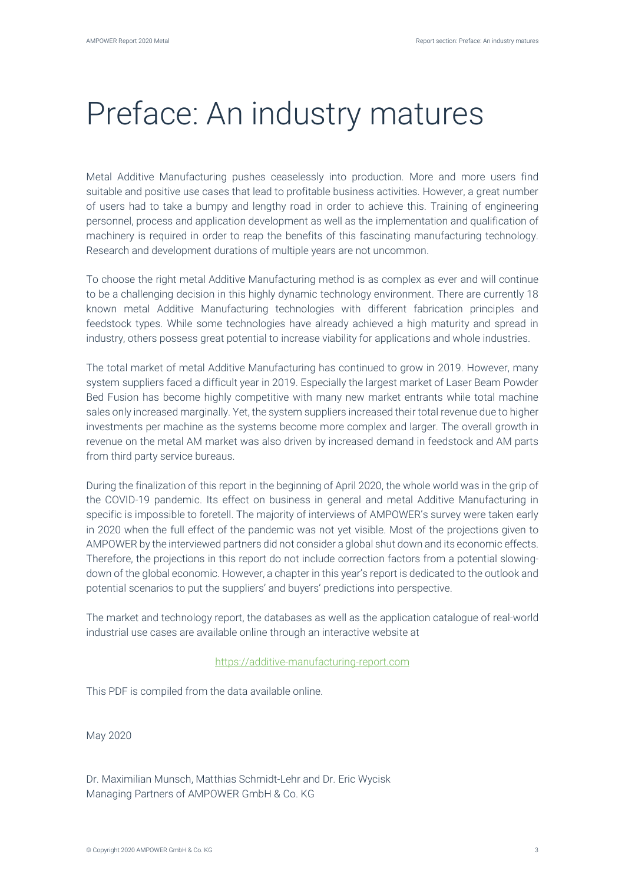# Preface: An industry matures

Metal Additive Manufacturing pushes ceaselessly into production. More and more users find suitable and positive use cases that lead to profitable business activities. However, a great number of users had to take a bumpy and lengthy road in order to achieve this. Training of engineering personnel, process and application development as well as the implementation and qualification of machinery is required in order to reap the benefits of this fascinating manufacturing technology. Research and development durations of multiple years are not uncommon.

To choose the right metal Additive Manufacturing method is as complex as ever and will continue to be a challenging decision in this highly dynamic technology environment. There are currently 18 known metal Additive Manufacturing technologies with different fabrication principles and feedstock types. While some technologies have already achieved a high maturity and spread in industry, others possess great potential to increase viability for applications and whole industries.

The total market of metal Additive Manufacturing has continued to grow in 2019. However, many system suppliers faced a difficult year in 2019. Especially the largest market of Laser Beam Powder Bed Fusion has become highly competitive with many new market entrants while total machine sales only increased marginally. Yet, the system suppliers increased their total revenue due to higher investments per machine as the systems become more complex and larger. The overall growth in revenue on the metal AM market was also driven by increased demand in feedstock and AM parts from third party service bureaus.

During the finalization of this report in the beginning of April 2020, the whole world was in the grip of the COVID-19 pandemic. Its effect on business in general and metal Additive Manufacturing in specific is impossible to foretell. The majority of interviews of AMPOWER's survey were taken early in 2020 when the full effect of the pandemic was not yet visible. Most of the projections given to AMPOWER by the interviewed partners did not consider a global shut down and its economic effects. Therefore, the projections in this report do not include correction factors from a potential slowing-down of the global economic. However, a chapter in this year's report is dedicated to the outlook and potential scenarios to put the suppliers' and buyers' predictions into perspective.

The market and technology report, the databases as well as the application catalogue of real-world industrial use cases are available online through an interactive website at

https://additive-manufacturing-report.com

This PDF is compiled from the data available online.

May 2020

Dr. Maximilian Munsch, Matthias Schmidt-Lehr and Dr. Eric Wycisk
Managing Partners of AMPOWER GmbH & Co. KG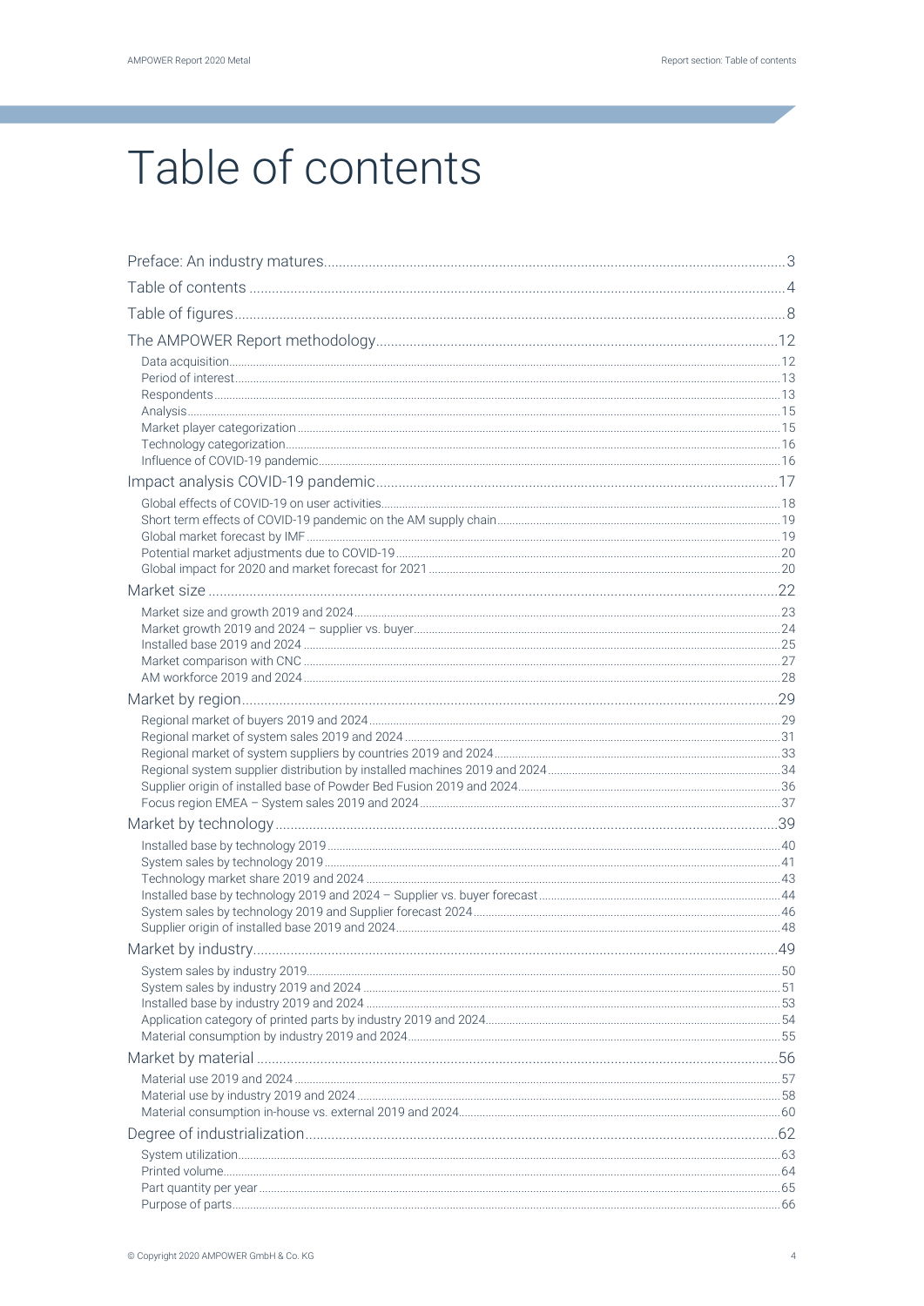# Table of contents

Preface: An industry matures.......................................................................3
Table of contents .......................................................................................4
Table of figures...........................................................................................8
The AMPOWER Report methodology........................................................12
- Data acquisition.....................................................................................12
- Period of interest....................................................................................13
- Respondents...........................................................................................13
- Analysis..................................................................................................15
- Market player categorization..................................................................15
- Technology categorization.....................................................................16
- Influence of COVID-19 pandemic............................................................16

Impact analysis COVID-19 pandemic.........................................................17
- Global effects of COVID-19 on user activities.........................................18
- Short term effects of COVID-19 pandemic on the AM supply chain.........19
- Global market forecast by IMF...............................................................19
- Potential market adjustments due to COVID-19.....................................20
- Global impact for 2020 and market forecast for 2021.............................20

Market size.................................................................................................22
- Market size and growth 2019 and 2024..................................................23
- Market growth 2019 and 2024 – supplier vs. buyer.................................24
- Installed base 2019 and 2024.................................................................25
- Market comparison with CNC.................................................................27
- AM workforce 2019 and 2024.................................................................28

Market by region.........................................................................................29
- Regional market of buyers 2019 and 2024..............................................29
- Regional market of system sales 2019 and 2024.....................................31
- Regional market of system suppliers by countries 2019 and 2024..........33
- Regional system supplier distribution by installed machines 2019 and 2024.........34
- Supplier origin of installed base of Powder Bed Fusion 2019 and 2024...36
- Focus region EMEA – System sales 2019 and 2024................................37

Market by technology..................................................................................39
- Installed base by technology 2019..........................................................40
- System sales by technology 2019...........................................................41
- Technology market share 2019 and 2024...............................................43
- Installed base by technology 2019 and 2024 – Supplier vs. buyer forecast.........44
- System sales by technology 2019 and Supplier forecast 2024.................46
- Supplier origin of installed base 2019 and 2024......................................48

Market by industry.......................................................................................49
- System sales by industry 2019................................................................50
- System sales by industry 2019 and 2024.................................................51
- Installed base by industry 2019 and 2024...............................................53
- Application category of printed parts by industry 2019 and 2024...........54
- Material consumption by industry 2019 and 2024...................................55

Market by material......................................................................................56
- Material use 2019 and 2024....................................................................57
- Material use by industry 2019 and 2024.................................................58
- Material consumption in-house vs. external 2019 and 2024....................60

Degree of industrialization..........................................................................62
- System utilization...................................................................................63
- Printed volume.......................................................................................64
- Part quantity per year.............................................................................65
- Purpose of parts.....................................................................................66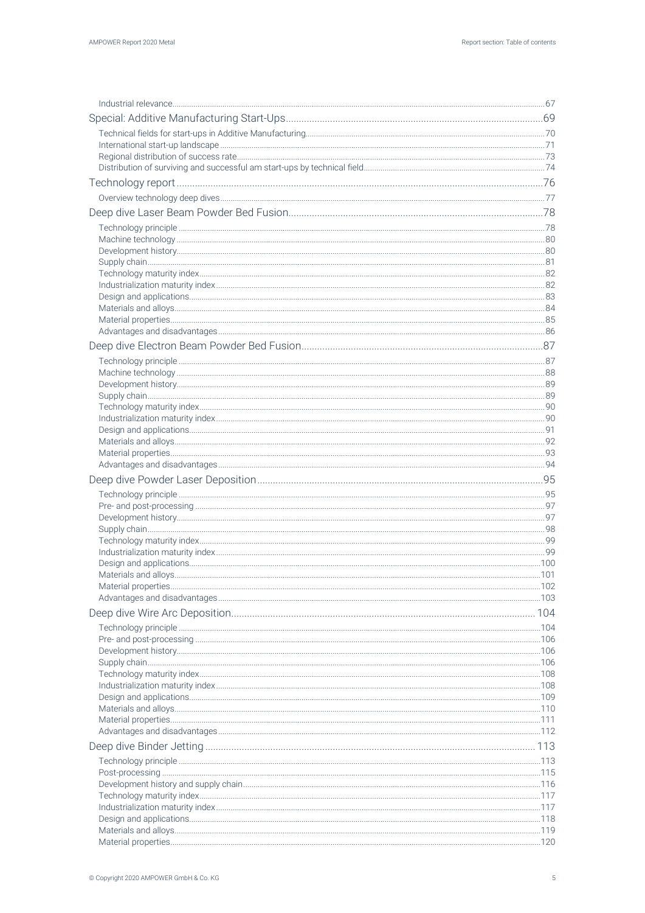Industrial relevance .......................................................................................................................................... 67

Special: Additive Manufacturing Start-Ups ..................................................................................................... 69

Technical fields for start-ups in Additive Manufacturing ................................................................................... 70
International start-up landscape ..................................................................................................................... 71
Regional distribution of success rate ................................................................................................................ 73
Distribution of surviving and successful am start-ups by technical field ........................................................... 74

Technology report ............................................................................................................................................ 76

Overview technology deep dives ...................................................................................................................... 77

Deep dive Laser Beam Powder Bed Fusion ...................................................................................................... 78

Technology principle ........................................................................................................................................ 78
Machine technology ......................................................................................................................................... 80
Development history ......................................................................................................................................... 80
Supply chain .................................................................................................................................................... 81
Technology maturity index ............................................................................................................................... 82
Industrialization maturity index ........................................................................................................................ 82
Design and applications ................................................................................................................................... 83
Materials and alloys ......................................................................................................................................... 84
Material properties ........................................................................................................................................... 85
Advantages and disadvantages ........................................................................................................................ 86

Deep dive Electron Beam Powder Bed Fusion ................................................................................................. 87

Technology principle ........................................................................................................................................ 87
Machine technology ......................................................................................................................................... 88
Development history ......................................................................................................................................... 89
Supply chain .................................................................................................................................................... 89
Technology maturity index ............................................................................................................................... 90
Industrialization maturity index ........................................................................................................................ 90
Design and applications ................................................................................................................................... 91
Materials and alloys ......................................................................................................................................... 92
Material properties ........................................................................................................................................... 93
Advantages and disadvantages ........................................................................................................................ 94

Deep dive Powder Laser Deposition ................................................................................................................ 95

Technology principle ........................................................................................................................................ 95
Pre- and post-processing ................................................................................................................................. 97
Development history ......................................................................................................................................... 97
Supply chain .................................................................................................................................................... 98
Technology maturity index ............................................................................................................................... 99
Industrialization maturity index ........................................................................................................................ 99
Design and applications ................................................................................................................................. 100
Materials and alloys ....................................................................................................................................... 101
Material properties ......................................................................................................................................... 102
Advantages and disadvantages ...................................................................................................................... 103

Deep dive Wire Arc Deposition ...................................................................................................................... 104

Technology principle ...................................................................................................................................... 104
Pre- and post-processing ............................................................................................................................... 106
Development history ....................................................................................................................................... 106
Supply chain .................................................................................................................................................. 106
Technology maturity index ............................................................................................................................. 108
Industrialization maturity index ...................................................................................................................... 108
Design and applications ................................................................................................................................. 109
Materials and alloys ....................................................................................................................................... 110
Material properties ......................................................................................................................................... 111
Advantages and disadvantages ...................................................................................................................... 112

Deep dive Binder Jetting ................................................................................................................................ 113

Technology principle ...................................................................................................................................... 113
Post-processing .............................................................................................................................................. 115
Development history and supply chain ........................................................................................................... 116
Technology maturity index ............................................................................................................................. 117
Industrialization maturity index ...................................................................................................................... 117
Design and applications ................................................................................................................................. 118
Materials and alloys ....................................................................................................................................... 119
Material properties ......................................................................................................................................... 120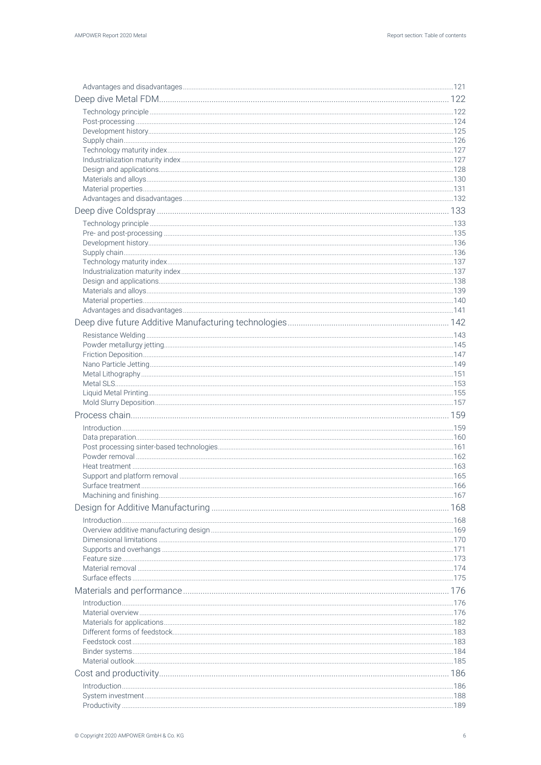- Advantages and disadvantages ... 121

Deep dive Metal FDM ... 122

- Technology principle ... 122
- Post-processing ... 124
- Development history ... 125
- Supply chain ... 126
- Technology maturity index ... 127
- Industrialization maturity index ... 127
- Design and applications ... 128
- Materials and alloys ... 130
- Material properties ... 131
- Advantages and disadvantages ... 132

Deep dive Coldspray ... 133

- Technology principle ... 133
- Pre- and post-processing ... 135
- Development history ... 136
- Supply chain ... 136
- Technology maturity index ... 137
- Industrialization maturity index ... 137
- Design and applications ... 138
- Materials and alloys ... 139
- Material properties ... 140
- Advantages and disadvantages ... 141

Deep dive future Additive Manufacturing technologies ... 142

- Resistance Welding ... 143
- Powder metallurgy jetting ... 145
- Friction Deposition ... 147
- Nano Particle Jetting ... 149
- Metal Lithography ... 151
- Metal SLS ... 153
- Liquid Metal Printing ... 155
- Mold Slurry Deposition ... 157

Process chain ... 159

- Introduction ... 159
- Data preparation ... 160
- Post processing sinter-based technologies ... 161
- Powder removal ... 162
- Heat treatment ... 163
- Support and platform removal ... 165
- Surface treatment ... 166
- Machining and finishing ... 167

Design for Additive Manufacturing ... 168

- Introduction ... 168
- Overview additive manufacturing design ... 169
- Dimensional limitations ... 170
- Supports and overhangs ... 171
- Feature size ... 173
- Material removal ... 174
- Surface effects ... 175

Materials and performance ... 176

- Introduction ... 176
- Material overview ... 176
- Materials for applications ... 182
- Different forms of feedstock ... 183
- Feedstock cost ... 183
- Binder systems ... 184
- Material outlook ... 185

Cost and productivity ... 186

- Introduction ... 186
- System investment ... 188
- Productivity ... 189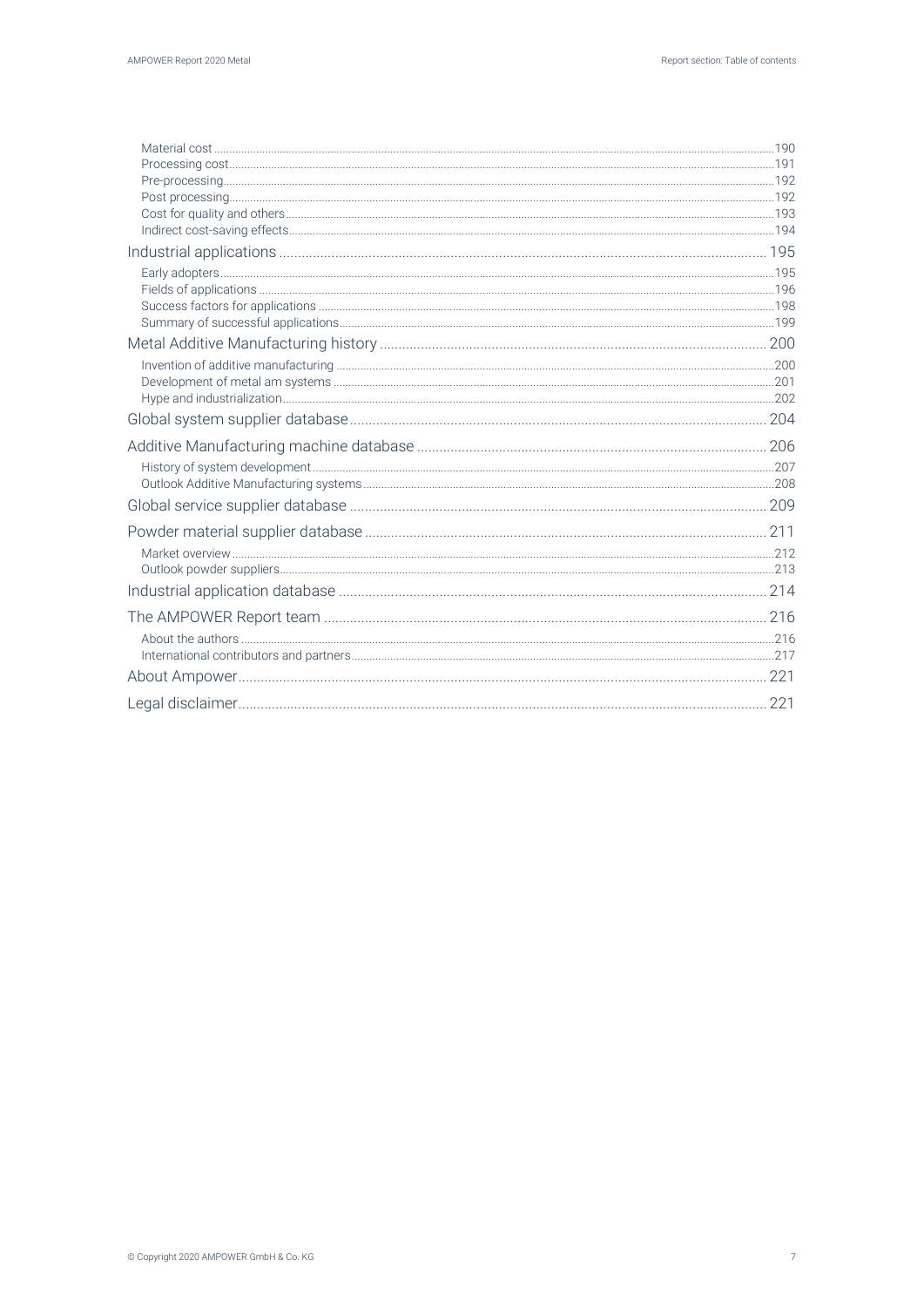Material cost ..... 190
Processing cost ..... 191
Pre-processing ..... 192
Post processing ..... 192
Cost for quality and others ..... 193
Indirect cost-saving effects ..... 194

Industrial applications ..... 195

Early adopters ..... 195
Fields of applications ..... 196
Success factors for applications ..... 198
Summary of successful applications ..... 199

Metal Additive Manufacturing history ..... 200

Invention of additive manufacturing ..... 200
Development of metal am systems ..... 201
Hype and industrialization ..... 202

Global system supplier database ..... 204

Additive Manufacturing machine database ..... 206

History of system development ..... 207
Outlook Additive Manufacturing systems ..... 208

Global service supplier database ..... 209

Powder material supplier database ..... 211

Market overview ..... 212
Outlook powder suppliers ..... 213

Industrial application database ..... 214

The AMPOWER Report team ..... 216

About the authors ..... 216
International contributors and partners ..... 217

About Ampower ..... 221

Legal disclaimer ..... 221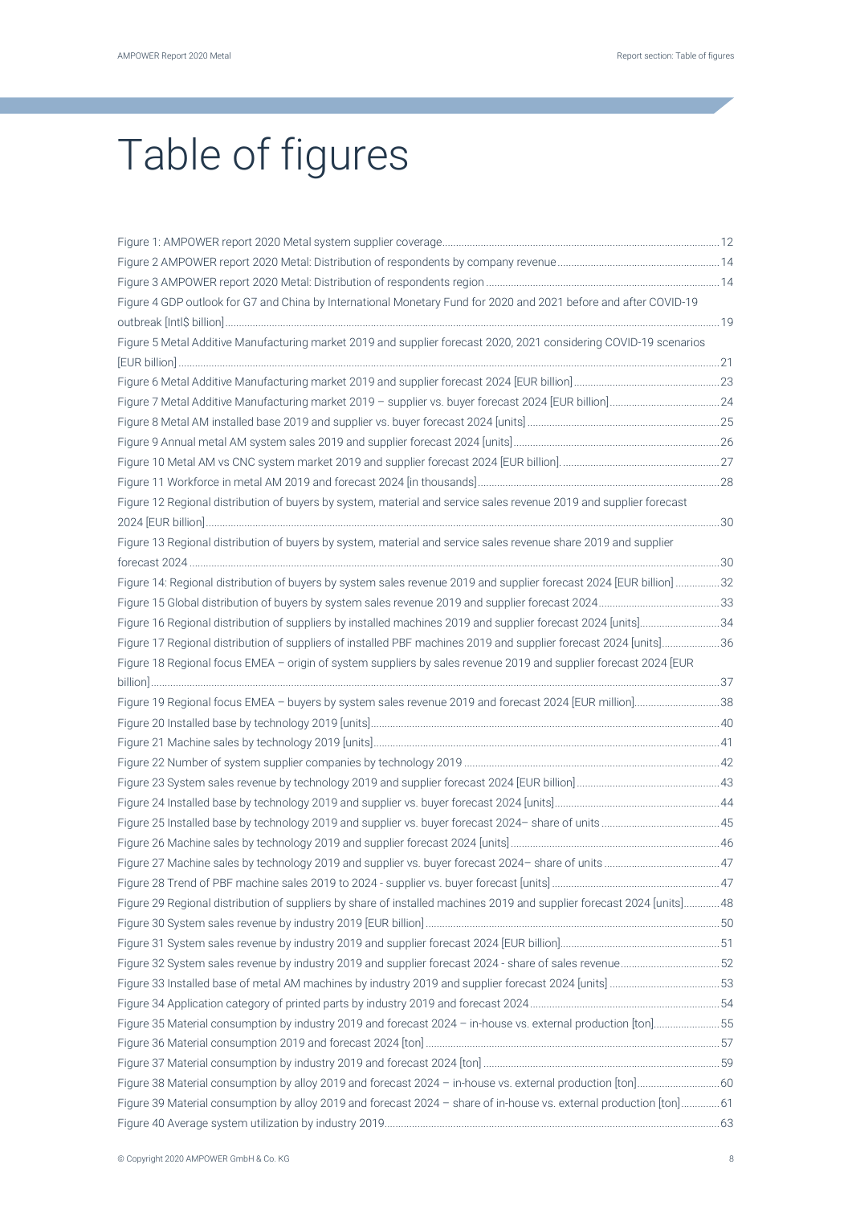# Table of figures

Figure 1: AMPOWER report 2020 Metal system supplier coverage ..... 12
Figure 2 AMPOWER report 2020 Metal: Distribution of respondents by company revenue ..... 14
Figure 3 AMPOWER report 2020 Metal: Distribution of respondents region ..... 14
Figure 4 GDP outlook for G7 and China by International Monetary Fund for 2020 and 2021 before and after COVID-19 outbreak [Intl$ billion] ..... 19
Figure 5 Metal Additive Manufacturing market 2019 and supplier forecast 2020, 2021 considering COVID-19 scenarios [EUR billion] ..... 21
Figure 6 Metal Additive Manufacturing market 2019 and supplier forecast 2024 [EUR billion] ..... 23
Figure 7 Metal Additive Manufacturing market 2019 – supplier vs. buyer forecast 2024 [EUR billion] ..... 24
Figure 8 Metal AM installed base 2019 and supplier vs. buyer forecast 2024 [units] ..... 25
Figure 9 Annual metal AM system sales 2019 and supplier forecast 2024 [units] ..... 26
Figure 10 Metal AM vs CNC system market 2019 and supplier forecast 2024 [EUR billion]. ..... 27
Figure 11 Workforce in metal AM 2019 and forecast 2024 [in thousands] ..... 28
Figure 12 Regional distribution of buyers by system, material and service sales revenue 2019 and supplier forecast 2024 [EUR billion] ..... 30
Figure 13 Regional distribution of buyers by system, material and service sales revenue share 2019 and supplier forecast 2024 ..... 30
Figure 14: Regional distribution of buyers by system sales revenue 2019 and supplier forecast 2024 [EUR billion] ..... 32
Figure 15 Global distribution of buyers by system sales revenue 2019 and supplier forecast 2024 ..... 33
Figure 16 Regional distribution of suppliers by installed machines 2019 and supplier forecast 2024 [units] ..... 34
Figure 17 Regional distribution of suppliers of installed PBF machines 2019 and supplier forecast 2024 [units] ..... 36
Figure 18 Regional focus EMEA – origin of system suppliers by sales revenue 2019 and supplier forecast 2024 [EUR billion] ..... 37
Figure 19 Regional focus EMEA – buyers by system sales revenue 2019 and forecast 2024 [EUR million] ..... 38
Figure 20 Installed base by technology 2019 [units] ..... 40
Figure 21 Machine sales by technology 2019 [units] ..... 41
Figure 22 Number of system supplier companies by technology 2019 ..... 42
Figure 23 System sales revenue by technology 2019 and supplier forecast 2024 [EUR billion] ..... 43
Figure 24 Installed base by technology 2019 and supplier vs. buyer forecast 2024 [units] ..... 44
Figure 25 Installed base by technology 2019 and supplier vs. buyer forecast 2024– share of units ..... 45
Figure 26 Machine sales by technology 2019 and supplier forecast 2024 [units] ..... 46
Figure 27 Machine sales by technology 2019 and supplier vs. buyer forecast 2024– share of units ..... 47
Figure 28 Trend of PBF machine sales 2019 to 2024 - supplier vs. buyer forecast [units] ..... 47
Figure 29 Regional distribution of suppliers by share of installed machines 2019 and supplier forecast 2024 [units] ..... 48
Figure 30 System sales revenue by industry 2019 [EUR billion] ..... 50
Figure 31 System sales revenue by industry 2019 and supplier forecast 2024 [EUR billion] ..... 51
Figure 32 System sales revenue by industry 2019 and supplier forecast 2024 - share of sales revenue ..... 52
Figure 33 Installed base of metal AM machines by industry 2019 and supplier forecast 2024 [units] ..... 53
Figure 34 Application category of printed parts by industry 2019 and forecast 2024 ..... 54
Figure 35 Material consumption by industry 2019 and forecast 2024 – in-house vs. external production [ton] ..... 55
Figure 36 Material consumption 2019 and forecast 2024 [ton] ..... 57
Figure 37 Material consumption by industry 2019 and forecast 2024 [ton] ..... 59
Figure 38 Material consumption by alloy 2019 and forecast 2024 – in-house vs. external production [ton] ..... 60
Figure 39 Material consumption by alloy 2019 and forecast 2024 – share of in-house vs. external production [ton] ..... 61
Figure 40 Average system utilization by industry 2019 ..... 63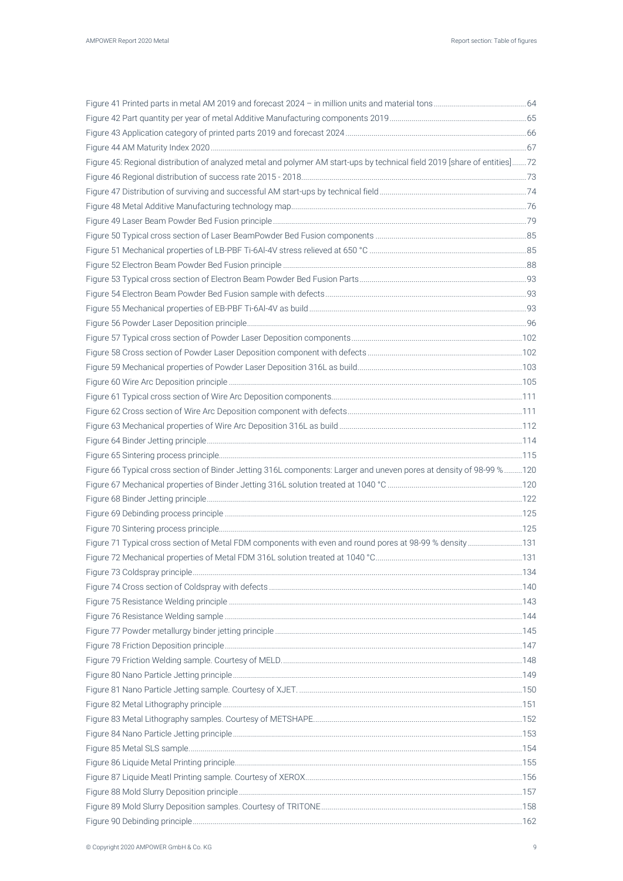Figure 41 Printed parts in metal AM 2019 and forecast 2024 – in million units and material tons .......... 64
Figure 42 Part quantity per year of metal Additive Manufacturing components 2019 .......... 65
Figure 43 Application category of printed parts 2019 and forecast 2024 .......... 66
Figure 44 AM Maturity Index 2020 .......... 67
Figure 45: Regional distribution of analyzed metal and polymer AM start-ups by technical field 2019 [share of entities] .......... 72
Figure 46 Regional distribution of success rate 2015 - 2018 .......... 73
Figure 47 Distribution of surviving and successful AM start-ups by technical field .......... 74
Figure 48 Metal Additive Manufacturing technology map .......... 76
Figure 49 Laser Beam Powder Bed Fusion principle .......... 79
Figure 50 Typical cross section of Laser BeamPowder Bed Fusion components .......... 85
Figure 51 Mechanical properties of LB-PBF Ti-6Al-4V stress relieved at 650 °C .......... 85
Figure 52 Electron Beam Powder Bed Fusion principle .......... 88
Figure 53 Typical cross section of Electron Beam Powder Bed Fusion Parts .......... 93
Figure 54 Electron Beam Powder Bed Fusion sample with defects .......... 93
Figure 55 Mechanical properties of EB-PBF Ti-6Al-4V as build .......... 93
Figure 56 Powder Laser Deposition principle .......... 96
Figure 57 Typical cross section of Powder Laser Deposition components .......... 102
Figure 58 Cross section of Powder Laser Deposition component with defects .......... 102
Figure 59 Mechanical properties of Powder Laser Deposition 316L as build .......... 103
Figure 60 Wire Arc Deposition principle .......... 105
Figure 61 Typical cross section of Wire Arc Deposition components .......... 111
Figure 62 Cross section of Wire Arc Deposition component with defects .......... 111
Figure 63 Mechanical properties of Wire Arc Deposition 316L as build .......... 112
Figure 64 Binder Jetting principle .......... 114
Figure 65 Sintering process principle .......... 115
Figure 66 Typical cross section of Binder Jetting 316L components: Larger and uneven pores at density of 98-99 % .......... 120
Figure 67 Mechanical properties of Binder Jetting 316L solution treated at 1040 °C .......... 120
Figure 68 Binder Jetting principle .......... 122
Figure 69 Debinding process principle .......... 125
Figure 70 Sintering process principle .......... 125
Figure 71 Typical cross section of Metal FDM components with even and round pores at 98-99 % density .......... 131
Figure 72 Mechanical properties of Metal FDM 316L solution treated at 1040 °C .......... 131
Figure 73 Coldspray principle .......... 134
Figure 74 Cross section of Coldspray with defects .......... 140
Figure 75 Resistance Welding principle .......... 143
Figure 76 Resistance Welding sample .......... 144
Figure 77 Powder metallurgy binder jetting principle .......... 145
Figure 78 Friction Deposition principle .......... 147
Figure 79 Friction Welding sample. Courtesy of MELD. .......... 148
Figure 80 Nano Particle Jetting principle .......... 149
Figure 81 Nano Particle Jetting sample. Courtesy of XJET. .......... 150
Figure 82 Metal Lithography principle .......... 151
Figure 83 Metal Lithography samples. Courtesy of METSHAPE .......... 152
Figure 84 Nano Particle Jetting principle .......... 153
Figure 85 Metal SLS sample .......... 154
Figure 86 Liquide Metal Printing principle .......... 155
Figure 87 Liquide Meatl Printing sample. Courtesy of XEROX .......... 156
Figure 88 Mold Slurry Deposition principle .......... 157
Figure 89 Mold Slurry Deposition samples. Courtesy of TRITONE .......... 158
Figure 90 Debinding principle .......... 162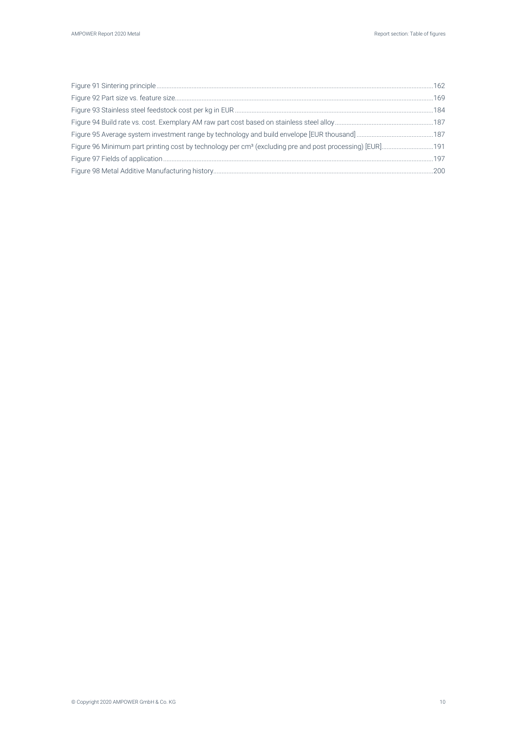Figure 91 Sintering principle ......................................................................................................................................................................162
Figure 92 Part size vs. feature size............................................................................................................................................................169
Figure 93 Stainless steel feedstock cost per kg in EUR ...........................................................................................................................184
Figure 94 Build rate vs. cost. Exemplary AM raw part cost based on stainless steel alloy..............................................................187
Figure 95 Average system investment range by technology and build envelope [EUR thousand] ..................................................187
Figure 96 Minimum part printing cost by technology per $cm^3$ (excluding pre and post processing) [EUR]...................................191
Figure 97 Fields of application ...................................................................................................................................................................197
Figure 98 Metal Additive Manufacturing history.......................................................................................................................................200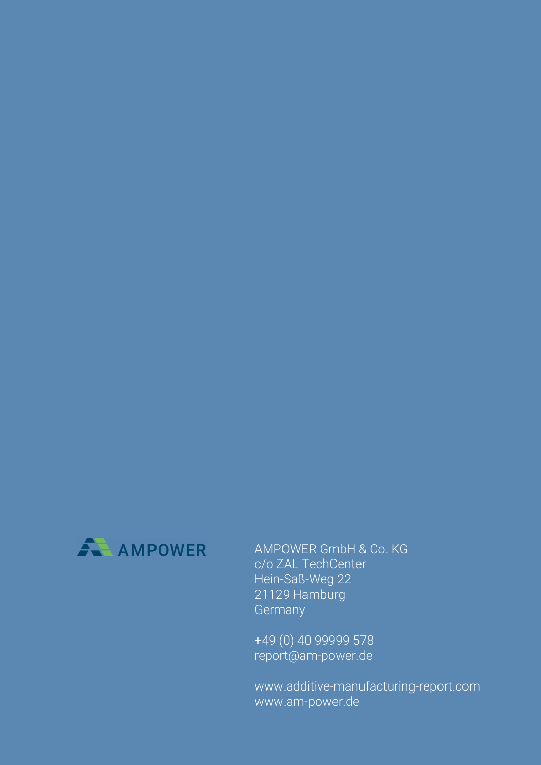AMPOWER

AMPOWER GmbH & Co. KG
c/o ZAL TechCenter
Hein-Saß-Weg 22
21129 Hamburg
Germany

+49 (0) 40 99999 578
report@am-power.de

www.additive-manufacturing-report.com
www.am-power.de